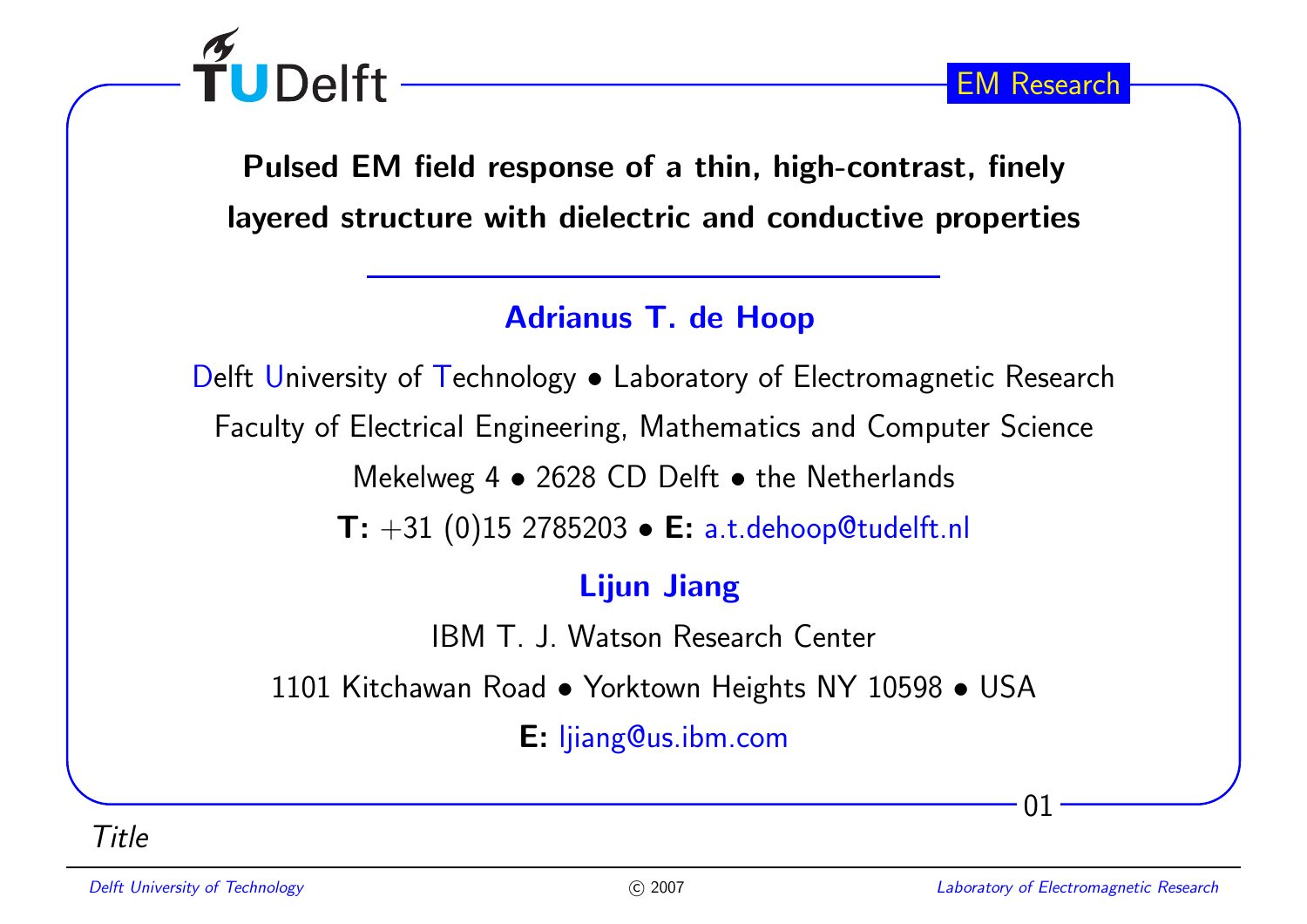# Pulsed EM field response of a thin, high-contrast, finely layered structure with dielectric and conductive properties

**Adrianus T. de Hoop**

Delft University of Technology • Laboratory of Electromagnetic Research

Faculty of Electrical Engineering, Mathematics and Computer Science

Mekelweg 4 • 2628 CD Delft • the Netherlands

**T:** +31 (0)15 2785203 • **E:** a.t.dehoop@tudelft.nl

**Lijun Jiang**

IBM T. J. Watson Research Center

1101 Kitchawan Road • Yorktown Heights NY 10598 • USA

**E:** ljiang@us.ibm.com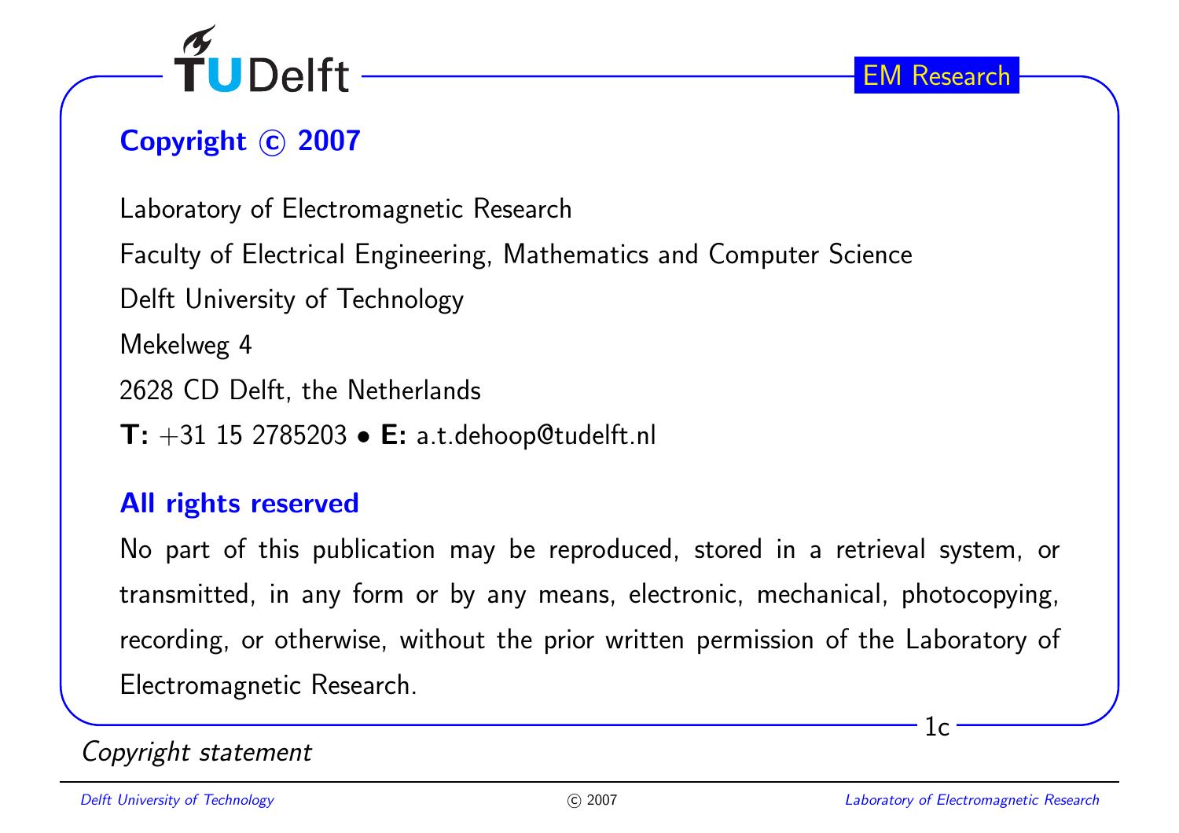## Copyright © 2007

Laboratory of Electromagnetic Research

Faculty of Electrical Engineering, Mathematics and Computer Science

Delft University of Technology

Mekelweg 4

2628 CD Delft, the Netherlands

**T:** +31 15 2785203 • **E:** a.t.dehoop@tudelft.nl

## All rights reserved

No part of this publication may be reproduced, stored in a retrieval system, or transmitted, in any form or by any means, electronic, mechanical, photocopying, recording, or otherwise, without the prior written permission of the Laboratory of Electromagnetic Research.

*Copyright statement*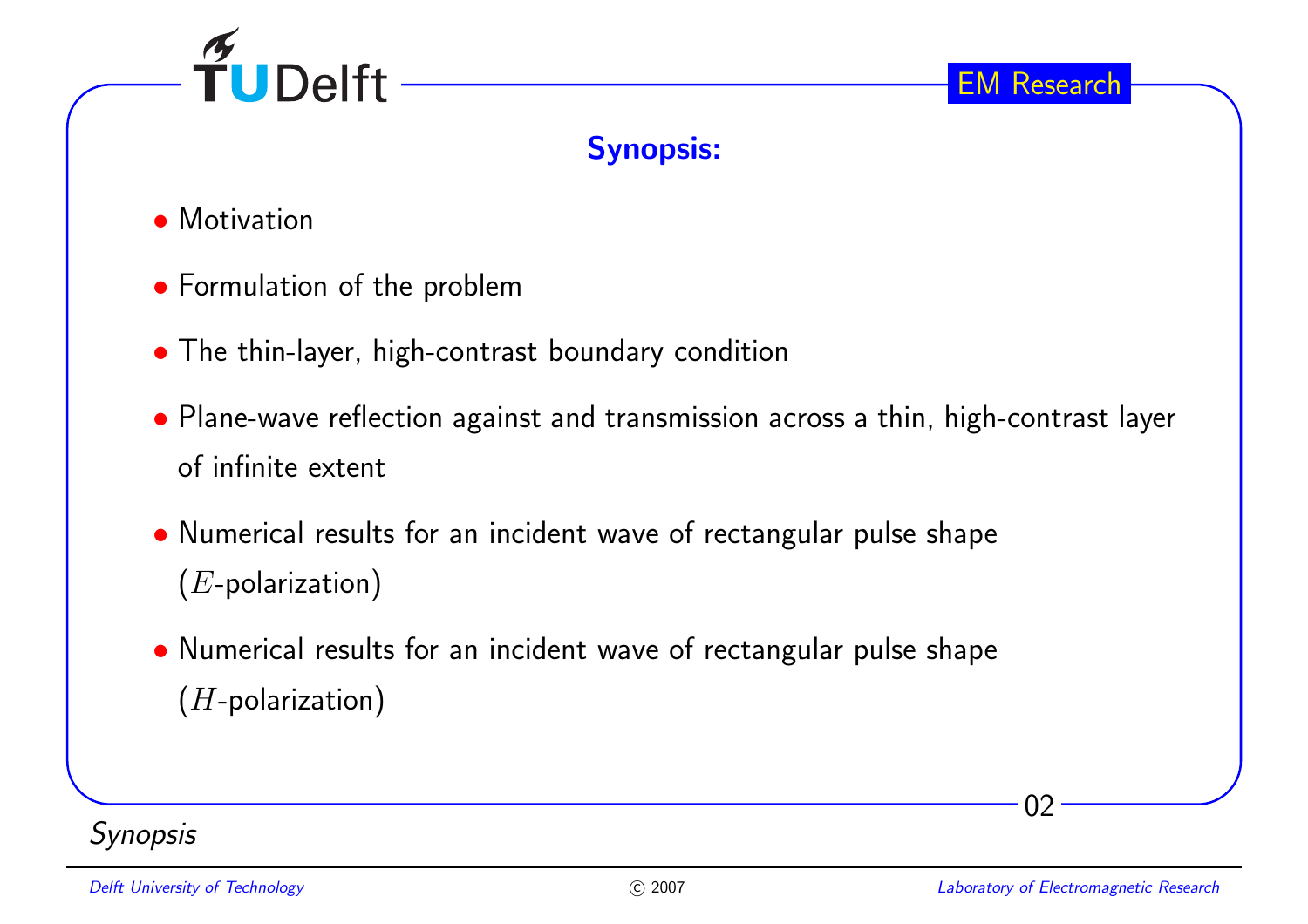## Synopsis:

- Motivation
- Formulation of the problem
- The thin-layer, high-contrast boundary condition
- Plane-wave reflection against and transmission across a thin, high-contrast layer of infinite extent
- Numerical results for an incident wave of rectangular pulse shape ($E$-polarization)
- Numerical results for an incident wave of rectangular pulse shape ($H$-polarization)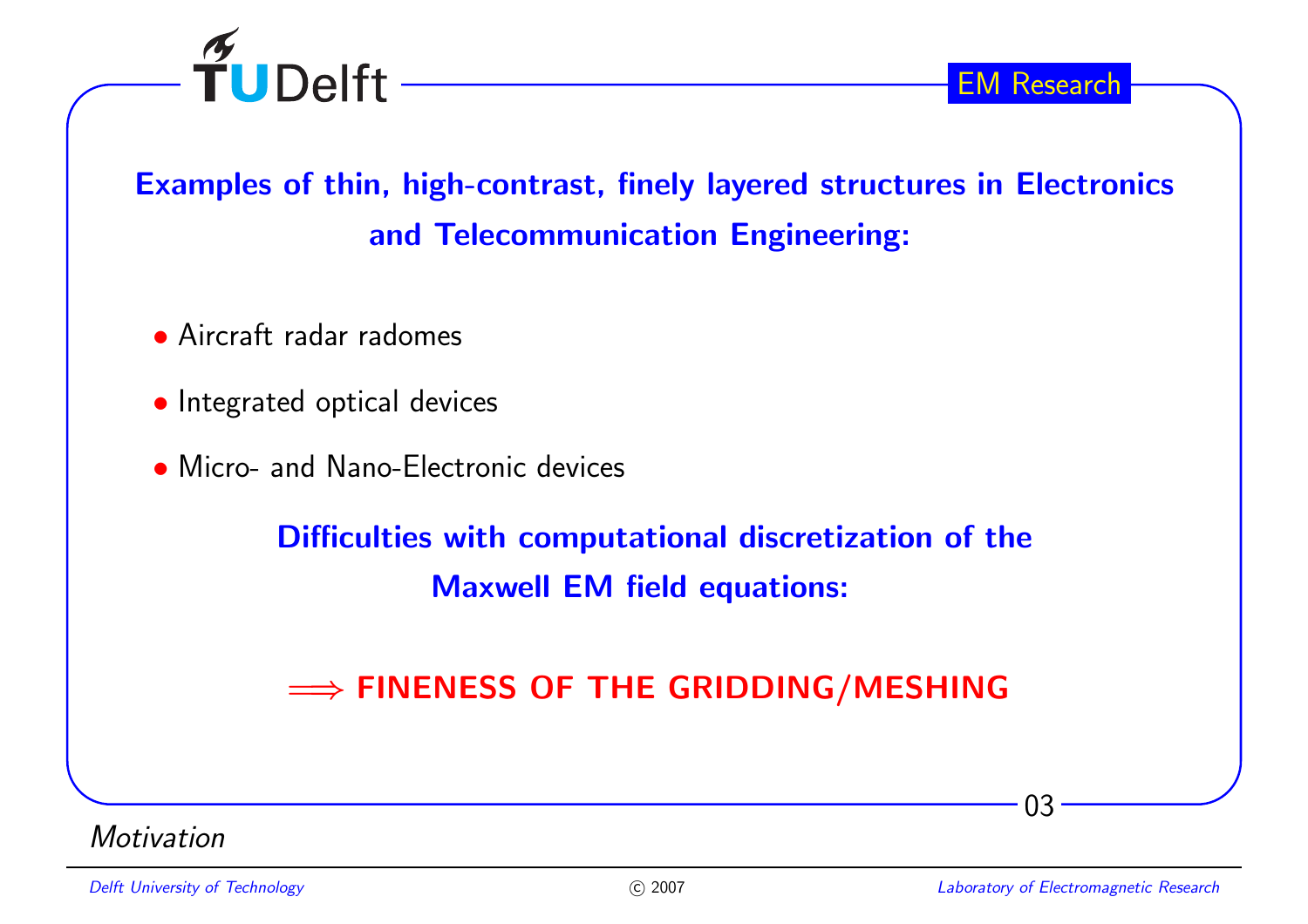## Examples of thin, high-contrast, finely layered structures in Electronics and Telecommunication Engineering:

- Aircraft radar radomes
- Integrated optical devices
- Micro- and Nano-Electronic devices

**Difficulties with computational discretization of the Maxwell EM field equations:**

**$\Longrightarrow$ FINENESS OF THE GRIDDING/MESHING**

*Motivation*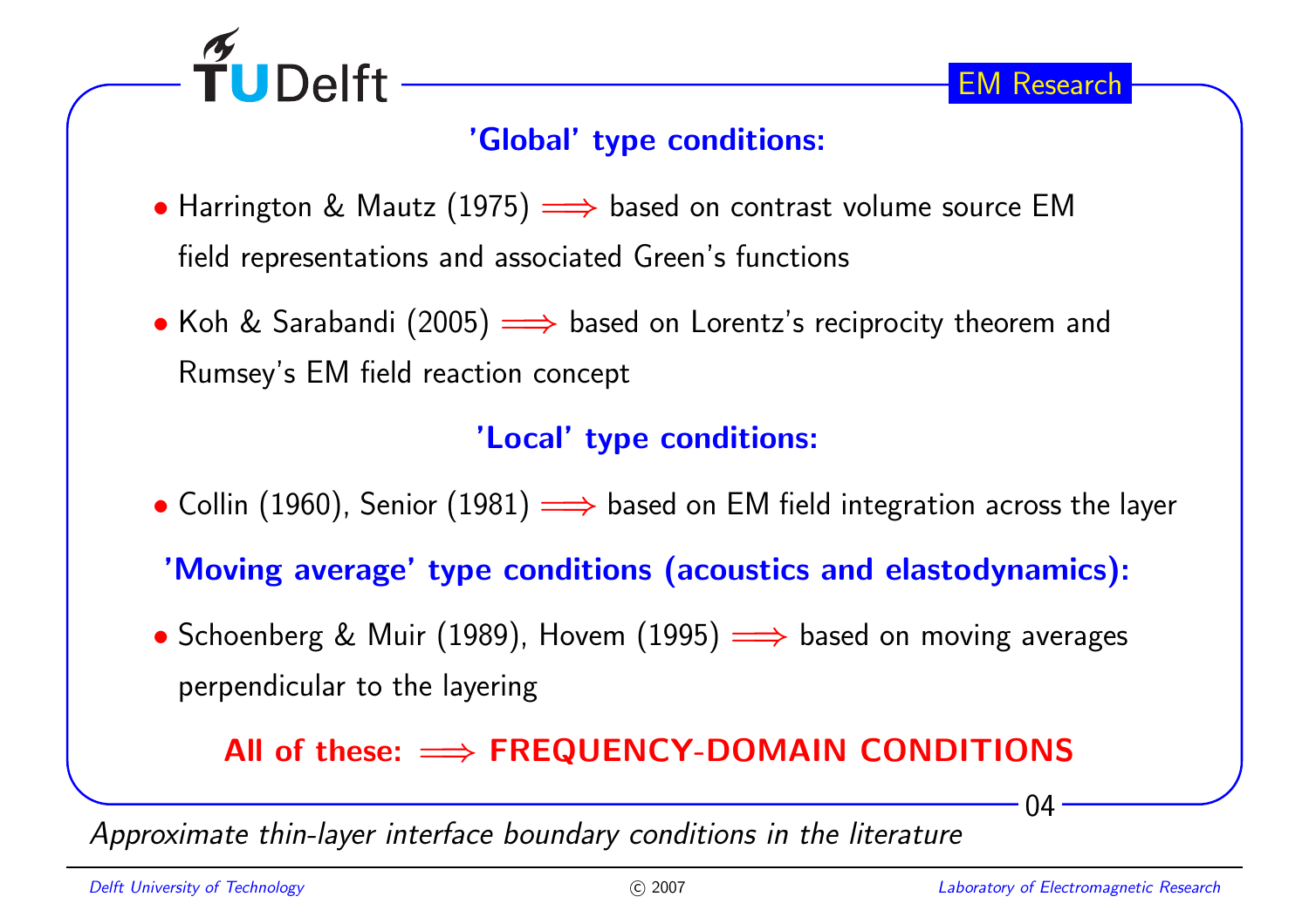### 'Global' type conditions:

- Harrington & Mautz (1975) $\Longrightarrow$ based on contrast volume source EM field representations and associated Green's functions
- Koh & Sarabandi (2005) $\Longrightarrow$ based on Lorentz's reciprocity theorem and Rumsey's EM field reaction concept

### 'Local' type conditions:

- Collin (1960), Senior (1981) $\Longrightarrow$ based on EM field integration across the layer

### 'Moving average' type conditions (acoustics and elastodynamics):

- Schoenberg & Muir (1989), Hovem (1995) $\Longrightarrow$ based on moving averages perpendicular to the layering

**All of these: $\Longrightarrow$ FREQUENCY-DOMAIN CONDITIONS**

*Approximate thin-layer interface boundary conditions in the literature*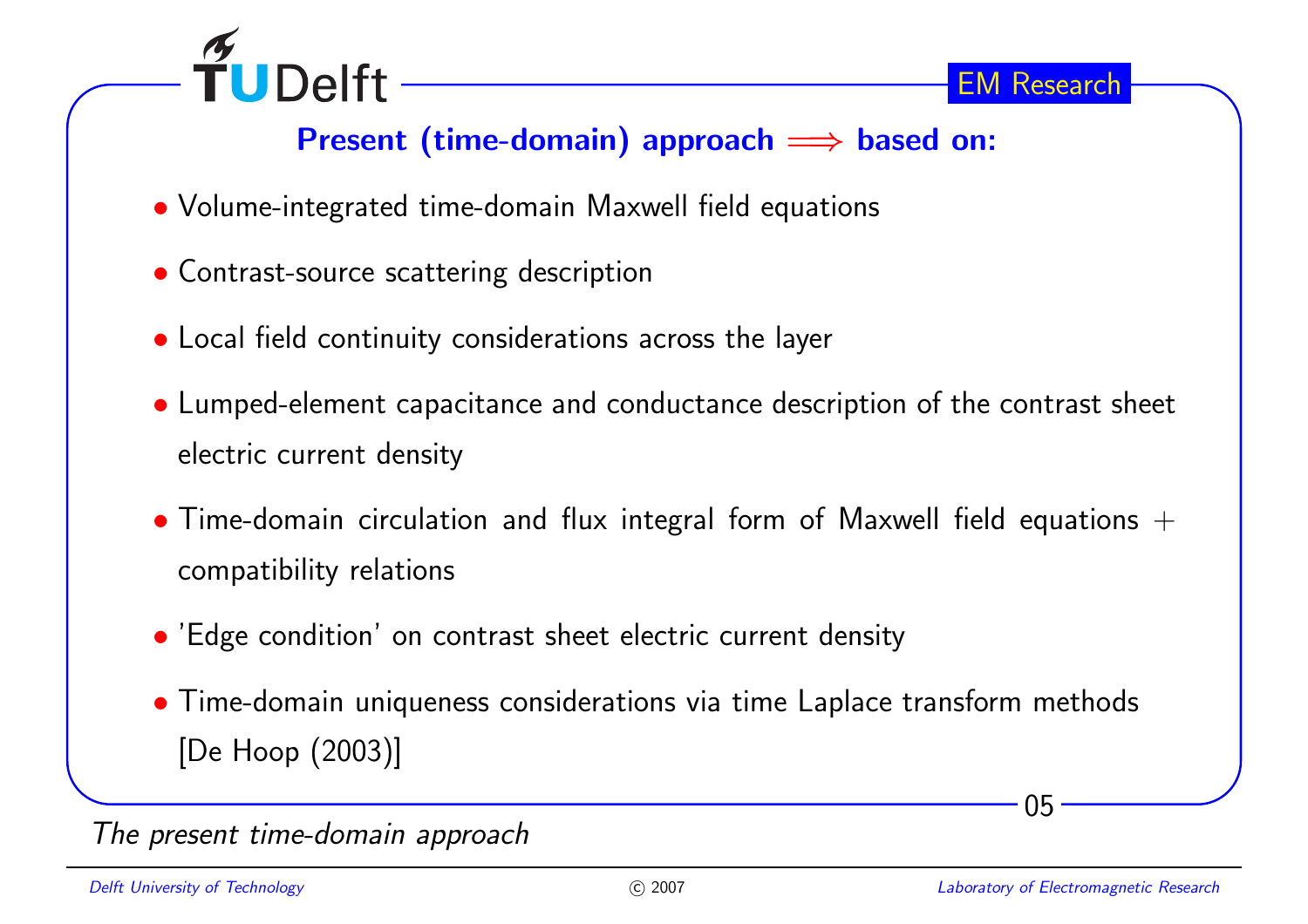## Present (time-domain) approach $\Longrightarrow$ based on:

- Volume-integrated time-domain Maxwell field equations
- Contrast-source scattering description
- Local field continuity considerations across the layer
- Lumped-element capacitance and conductance description of the contrast sheet electric current density
- Time-domain circulation and flux integral form of Maxwell field equations + compatibility relations
- 'Edge condition' on contrast sheet electric current density
- Time-domain uniqueness considerations via time Laplace transform methods [De Hoop (2003)]

*The present time-domain approach*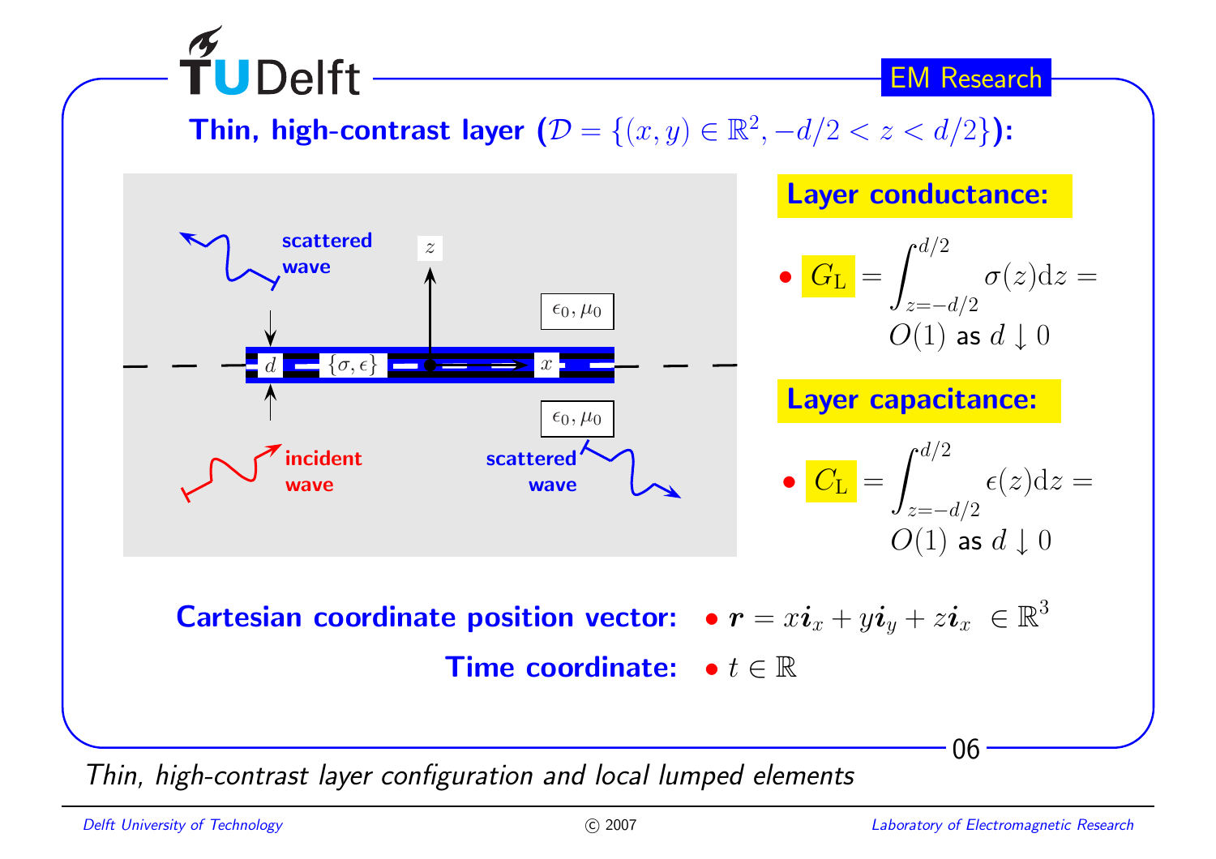## Thin, high-contrast layer ($\mathcal{D} = \{(x,y) \in \mathbb{R}^2, -d/2 < z < d/2\}$):

**Layer conductance:**

- $G_{\mathrm{L}} = \int_{z=-d/2}^{d/2} \sigma(z)\mathrm{d}z = O(1)$ as $d \downarrow 0$

**Layer capacitance:**

- $C_{\mathrm{L}} = \int_{z=-d/2}^{d/2} \epsilon(z)\mathrm{d}z = O(1)$ as $d \downarrow 0$

**Cartesian coordinate position vector:** • $\boldsymbol{r} = x\boldsymbol{i}_x + y\boldsymbol{i}_y + z\boldsymbol{i}_x \in \mathbb{R}^3$

**Time coordinate:** • $t \in \mathbb{R}$

*Thin, high-contrast layer configuration and local lumped elements*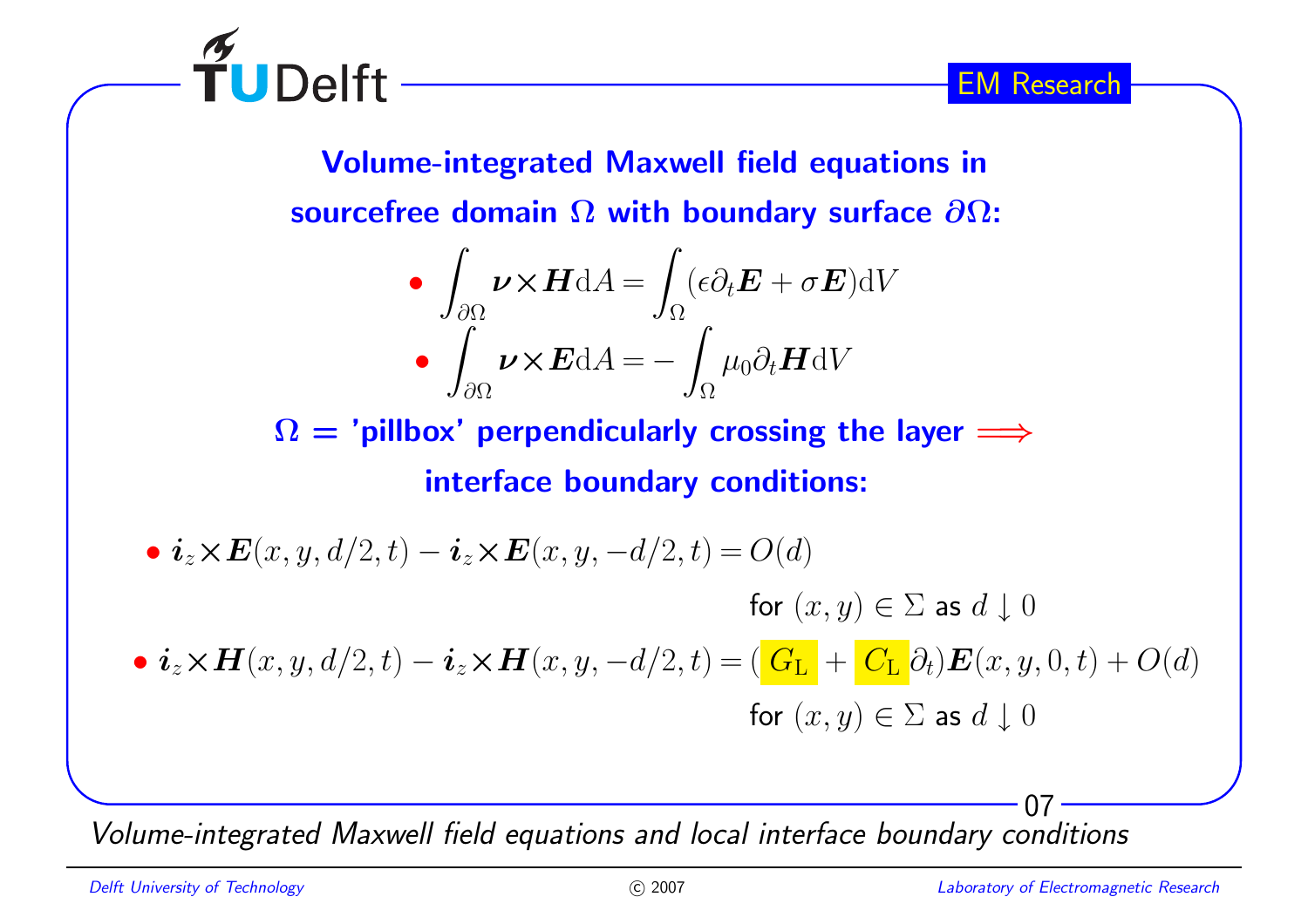## Volume-integrated Maxwell field equations in sourcefree domain $\Omega$ with boundary surface $\partial\Omega$:

- $$\int_{\partial\Omega} \boldsymbol{\nu} \times \boldsymbol{H} \mathrm{d}A = \int_{\Omega} (\epsilon \partial_t \boldsymbol{E} + \sigma \boldsymbol{E}) \mathrm{d}V$$
- $$\int_{\partial\Omega} \boldsymbol{\nu} \times \boldsymbol{E} \mathrm{d}A = - \int_{\Omega} \mu_0 \partial_t \boldsymbol{H} \mathrm{d}V$$

**$\Omega$ = 'pillbox' perpendicularly crossing the layer $\Longrightarrow$ interface boundary conditions:**

- $\boldsymbol{i}_z \times \boldsymbol{E}(x,y,d/2,t) - \boldsymbol{i}_z \times \boldsymbol{E}(x,y,-d/2,t) = O(d)$

  for $(x,y) \in \Sigma$ as $d \downarrow 0$

- $\boldsymbol{i}_z \times \boldsymbol{H}(x,y,d/2,t) - \boldsymbol{i}_z \times \boldsymbol{H}(x,y,-d/2,t) = (G_{\mathrm{L}} + C_{\mathrm{L}} \partial_t) \boldsymbol{E}(x,y,0,t) + O(d)$

  for $(x,y) \in \Sigma$ as $d \downarrow 0$

*Volume-integrated Maxwell field equations and local interface boundary conditions*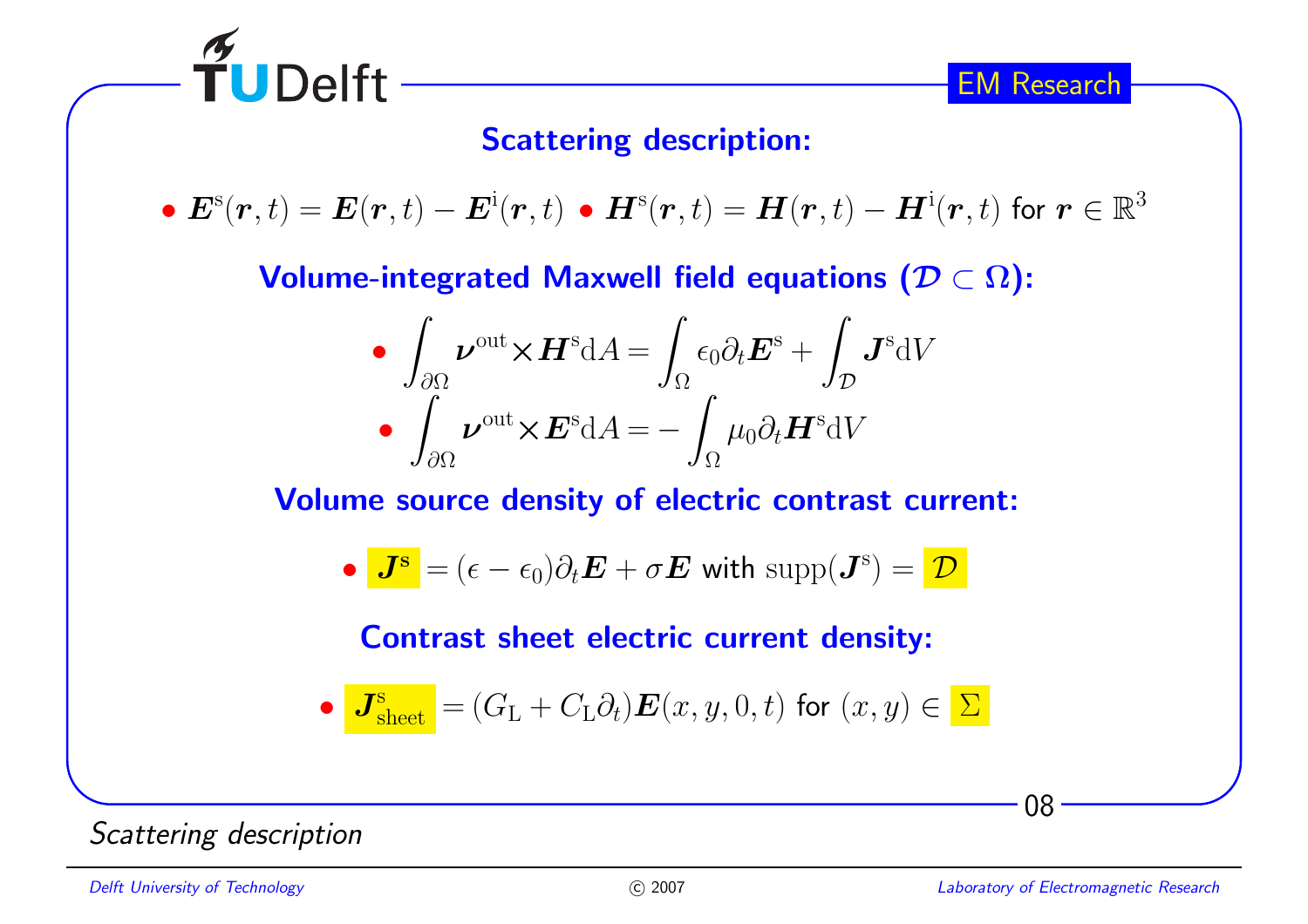## Scattering description:

- $\boldsymbol{E}^{\mathrm{s}}(\boldsymbol{r},t) = \boldsymbol{E}(\boldsymbol{r},t) - \boldsymbol{E}^{\mathrm{i}}(\boldsymbol{r},t)$ • $\boldsymbol{H}^{\mathrm{s}}(\boldsymbol{r},t) = \boldsymbol{H}(\boldsymbol{r},t) - \boldsymbol{H}^{\mathrm{i}}(\boldsymbol{r},t)$ for $\boldsymbol{r} \in \mathbb{R}^3$

## Volume-integrated Maxwell field equations ($\mathcal{D} \subset \Omega$):

- $$\int_{\partial\Omega} \boldsymbol{\nu}^{\mathrm{out}} \times \boldsymbol{H}^{\mathrm{s}} \mathrm{d}A = \int_{\Omega} \epsilon_0 \partial_t \boldsymbol{E}^{\mathrm{s}} + \int_{\mathcal{D}} \boldsymbol{J}^{\mathrm{s}} \mathrm{d}V$$
- $$\int_{\partial\Omega} \boldsymbol{\nu}^{\mathrm{out}} \times \boldsymbol{E}^{\mathrm{s}} \mathrm{d}A = -\int_{\Omega} \mu_0 \partial_t \boldsymbol{H}^{\mathrm{s}} \mathrm{d}V$$

## Volume source density of electric contrast current:

- $\boldsymbol{J}^{\mathbf{s}} = (\epsilon - \epsilon_0)\partial_t \boldsymbol{E} + \sigma \boldsymbol{E}$ with $\mathrm{supp}(\boldsymbol{J}^{\mathrm{s}}) = \mathcal{D}$

## Contrast sheet electric current density:

- $\boldsymbol{J}^{\mathrm{s}}_{\mathrm{sheet}} = (G_{\mathrm{L}} + C_{\mathrm{L}}\partial_t)\boldsymbol{E}(x,y,0,t)$ for $(x,y) \in \Sigma$

*Scattering description*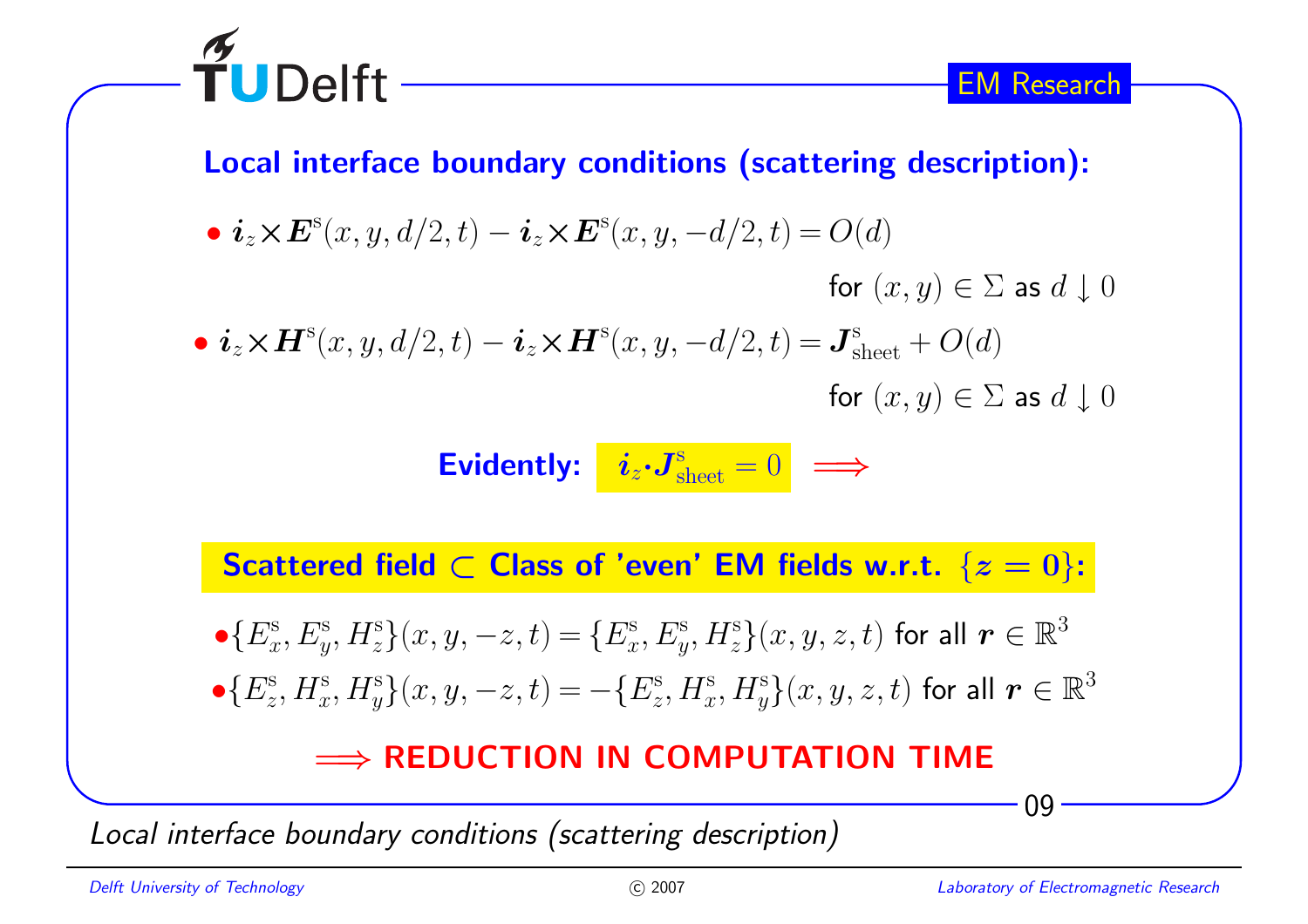## Local interface boundary conditions (scattering description):

- $\boldsymbol{i}_z \times \boldsymbol{E}^{\rm s}(x,y,d/2,t) - \boldsymbol{i}_z \times \boldsymbol{E}^{\rm s}(x,y,-d/2,t) = O(d)$

  for $(x,y) \in \Sigma$ as $d \downarrow 0$

- $\boldsymbol{i}_z \times \boldsymbol{H}^{\rm s}(x,y,d/2,t) - \boldsymbol{i}_z \times \boldsymbol{H}^{\rm s}(x,y,-d/2,t) = \boldsymbol{J}^{\rm s}_{\rm sheet} + O(d)$

  for $(x,y) \in \Sigma$ as $d \downarrow 0$

**Evidently:** $\boldsymbol{i}_z \cdot \boldsymbol{J}^{\rm s}_{\rm sheet} = 0$ $\Longrightarrow$

**Scattered field $\subset$ Class of 'even' EM fields w.r.t. $\{z=0\}$:**

- $\{E^{\rm s}_x, E^{\rm s}_y, H^{\rm s}_z\}(x,y,-z,t) = \{E^{\rm s}_x, E^{\rm s}_y, H^{\rm s}_z\}(x,y,z,t)$ for all $\boldsymbol{r} \in \mathbb{R}^3$
- $\{E^{\rm s}_z, H^{\rm s}_x, H^{\rm s}_y\}(x,y,-z,t) = -\{E^{\rm s}_z, H^{\rm s}_x, H^{\rm s}_y\}(x,y,z,t)$ for all $\boldsymbol{r} \in \mathbb{R}^3$

$\Longrightarrow$ **REDUCTION IN COMPUTATION TIME**

*Local interface boundary conditions (scattering description)*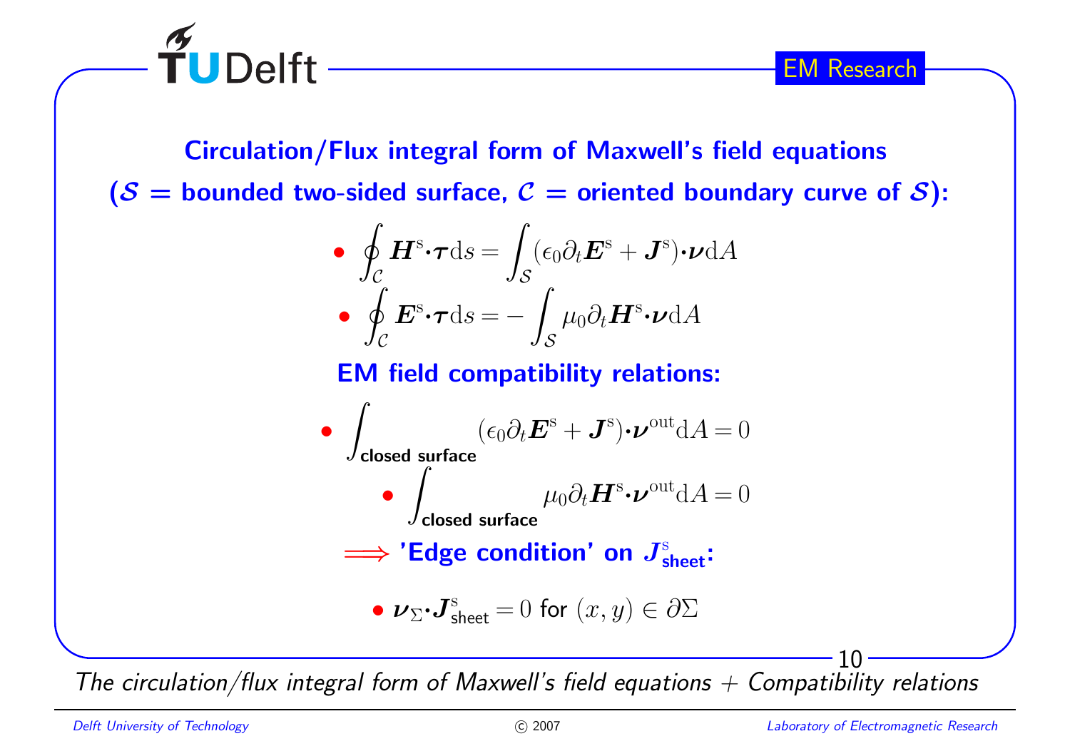## Circulation/Flux integral form of Maxwell's field equations

**($\mathcal{S}$ = bounded two-sided surface, $\mathcal{C}$ = oriented boundary curve of $\mathcal{S}$):**

- $\oint_{\mathcal{C}} \boldsymbol{H}^{\mathrm{s}} \cdot \boldsymbol{\tau} \mathrm{d}s = \int_{\mathcal{S}} (\epsilon_0 \partial_t \boldsymbol{E}^{\mathrm{s}} + \boldsymbol{J}^{\mathrm{s}}) \cdot \boldsymbol{\nu} \mathrm{d}A$
- $\oint_{\mathcal{C}} \boldsymbol{E}^{\mathrm{s}} \cdot \boldsymbol{\tau} \mathrm{d}s = -\int_{\mathcal{S}} \mu_0 \partial_t \boldsymbol{H}^{\mathrm{s}} \cdot \boldsymbol{\nu} \mathrm{d}A$

**EM field compatibility relations:**

- $\int_{\text{closed surface}} (\epsilon_0 \partial_t \boldsymbol{E}^{\mathrm{s}} + \boldsymbol{J}^{\mathrm{s}}) \cdot \boldsymbol{\nu}^{\mathrm{out}} \mathrm{d}A = 0$
- $\int_{\text{closed surface}} \mu_0 \partial_t \boldsymbol{H}^{\mathrm{s}} \cdot \boldsymbol{\nu}^{\mathrm{out}} \mathrm{d}A = 0$

$\Longrightarrow$ **'Edge condition' on $\boldsymbol{J}^{\mathrm{s}}_{\text{sheet}}$:**

- $\boldsymbol{\nu}_{\Sigma} \cdot \boldsymbol{J}^{\mathrm{s}}_{\text{sheet}} = 0$ for $(x, y) \in \partial\Sigma$

*The circulation/flux integral form of Maxwell's field equations + Compatibility relations*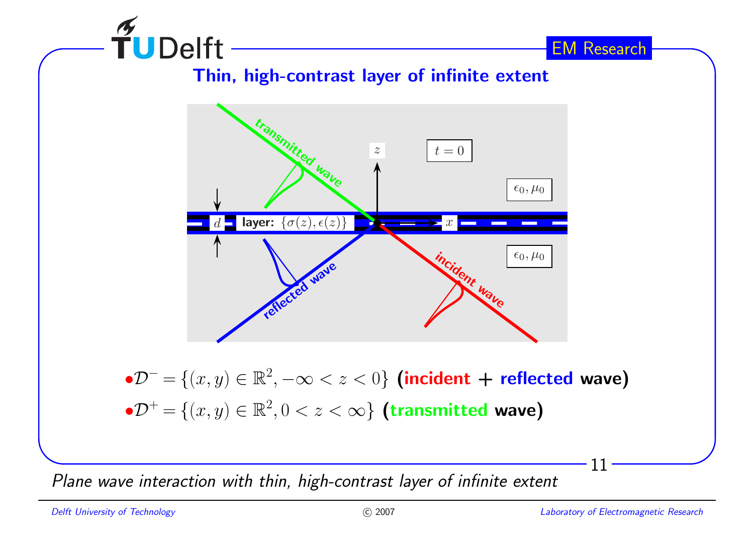## Thin, high-contrast layer of infinite extent

- $\mathcal{D}^- = \{(x, y) \in \mathbb{R}^2, -\infty < z < 0\}$ (**incident + reflected wave**)
- $\mathcal{D}^+ = \{(x, y) \in \mathbb{R}^2, 0 < z < \infty\}$ (**transmitted wave**)

*Plane wave interaction with thin, high-contrast layer of infinite extent*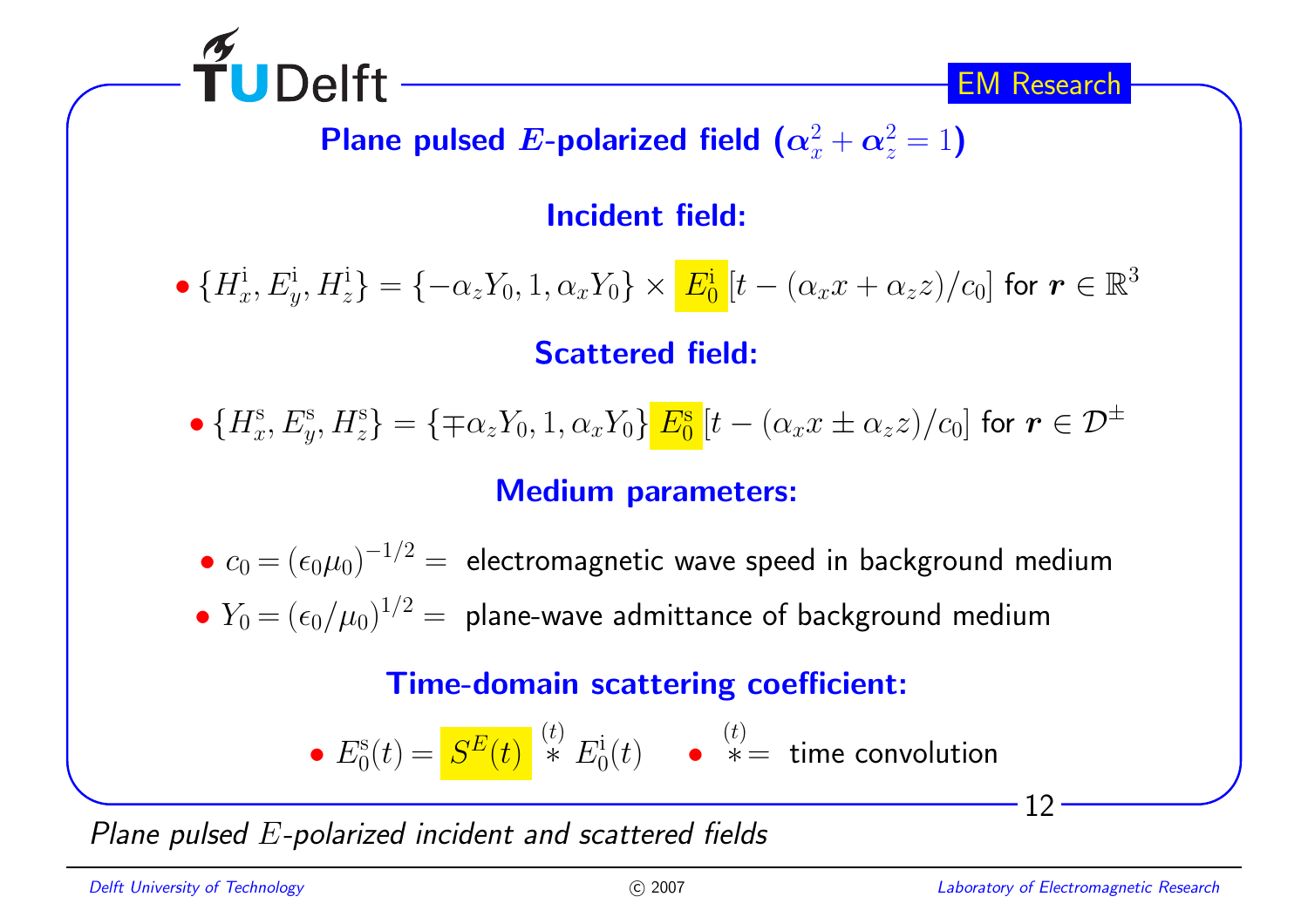## Plane pulsed $\boldsymbol{E}$-polarized field ($\alpha_x^2 + \alpha_z^2 = 1$)

### Incident field:

- $\{H_x^{\rm i}, E_y^{\rm i}, H_z^{\rm i}\} = \{-\alpha_z Y_0, 1, \alpha_x Y_0\} \times E_0^{\rm i}[t - (\alpha_x x + \alpha_z z)/c_0]$ for $\boldsymbol{r} \in \mathbb{R}^3$

### Scattered field:

- $\{H_x^{\rm s}, E_y^{\rm s}, H_z^{\rm s}\} = \{\mp\alpha_z Y_0, 1, \alpha_x Y_0\} E_0^{\rm s}[t - (\alpha_x x \pm \alpha_z z)/c_0]$ for $\boldsymbol{r} \in \mathcal{D}^{\pm}$

### Medium parameters:

- $c_0 = (\epsilon_0 \mu_0)^{-1/2} =$ electromagnetic wave speed in background medium
- $Y_0 = (\epsilon_0/\mu_0)^{1/2} =$ plane-wave admittance of background medium

### Time-domain scattering coefficient:

- $E_0^{\rm s}(t) = S^E(t) \overset{(t)}{*} E_0^{\rm i}(t)$ • $\overset{(t)}{*} =$ time convolution

*Plane pulsed $E$-polarized incident and scattered fields*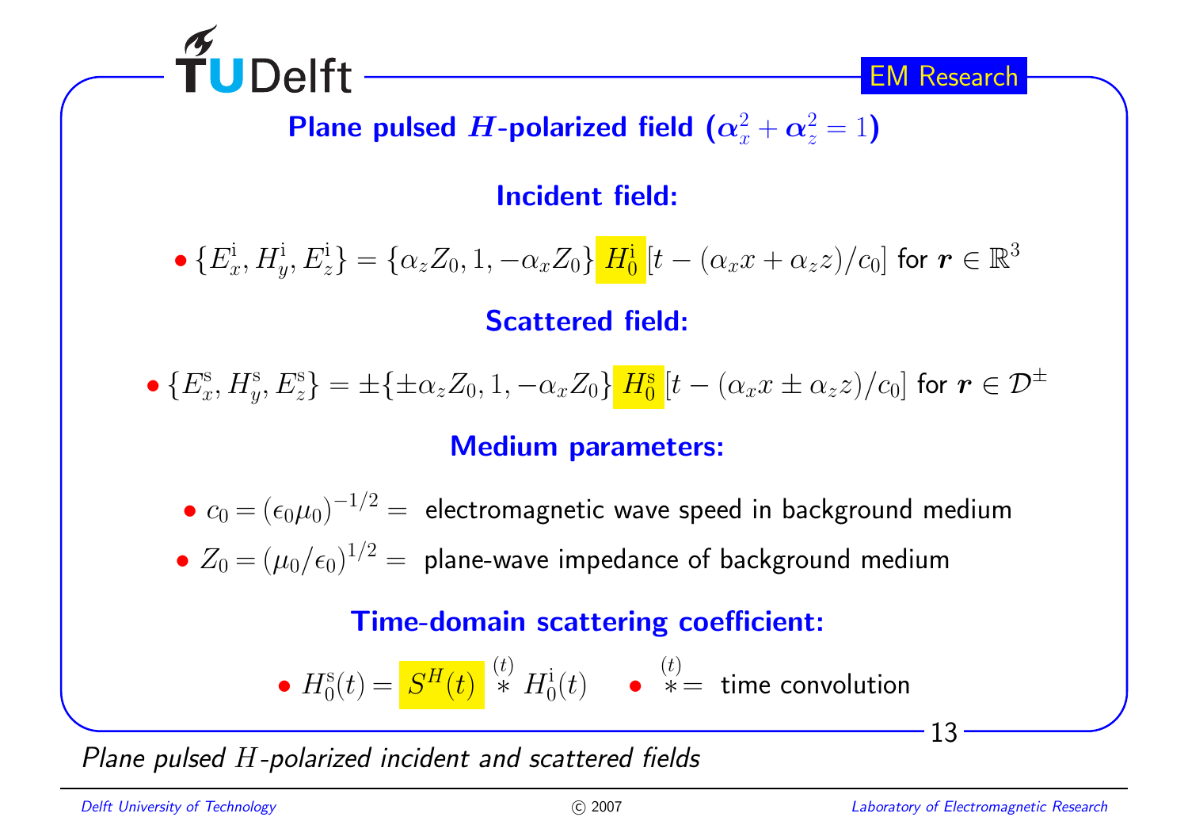## Plane pulsed $H$-polarized field ($\alpha_x^2 + \alpha_z^2 = 1$)

### Incident field:

- $\{E_x^{\rm i}, H_y^{\rm i}, E_z^{\rm i}\} = \{\alpha_z Z_0, 1, -\alpha_x Z_0\}\, H_0^{\rm i}[t - (\alpha_x x + \alpha_z z)/c_0]$ for $\boldsymbol{r} \in \mathbb{R}^3$

### Scattered field:

- $\{E_x^{\rm s}, H_y^{\rm s}, E_z^{\rm s}\} = \pm\{\pm\alpha_z Z_0, 1, -\alpha_x Z_0\}\, H_0^{\rm s}[t - (\alpha_x x \pm \alpha_z z)/c_0]$ for $\boldsymbol{r} \in \mathcal{D}^{\pm}$

### Medium parameters:

- $c_0 = (\epsilon_0 \mu_0)^{-1/2} =$ electromagnetic wave speed in background medium
- $Z_0 = (\mu_0/\epsilon_0)^{1/2} =$ plane-wave impedance of background medium

### Time-domain scattering coefficient:

- $H_0^{\rm s}(t) = S^H(t) \overset{(t)}{*} H_0^{\rm i}(t)$
- $\overset{(t)}{*} =$ time convolution

*Plane pulsed $H$-polarized incident and scattered fields*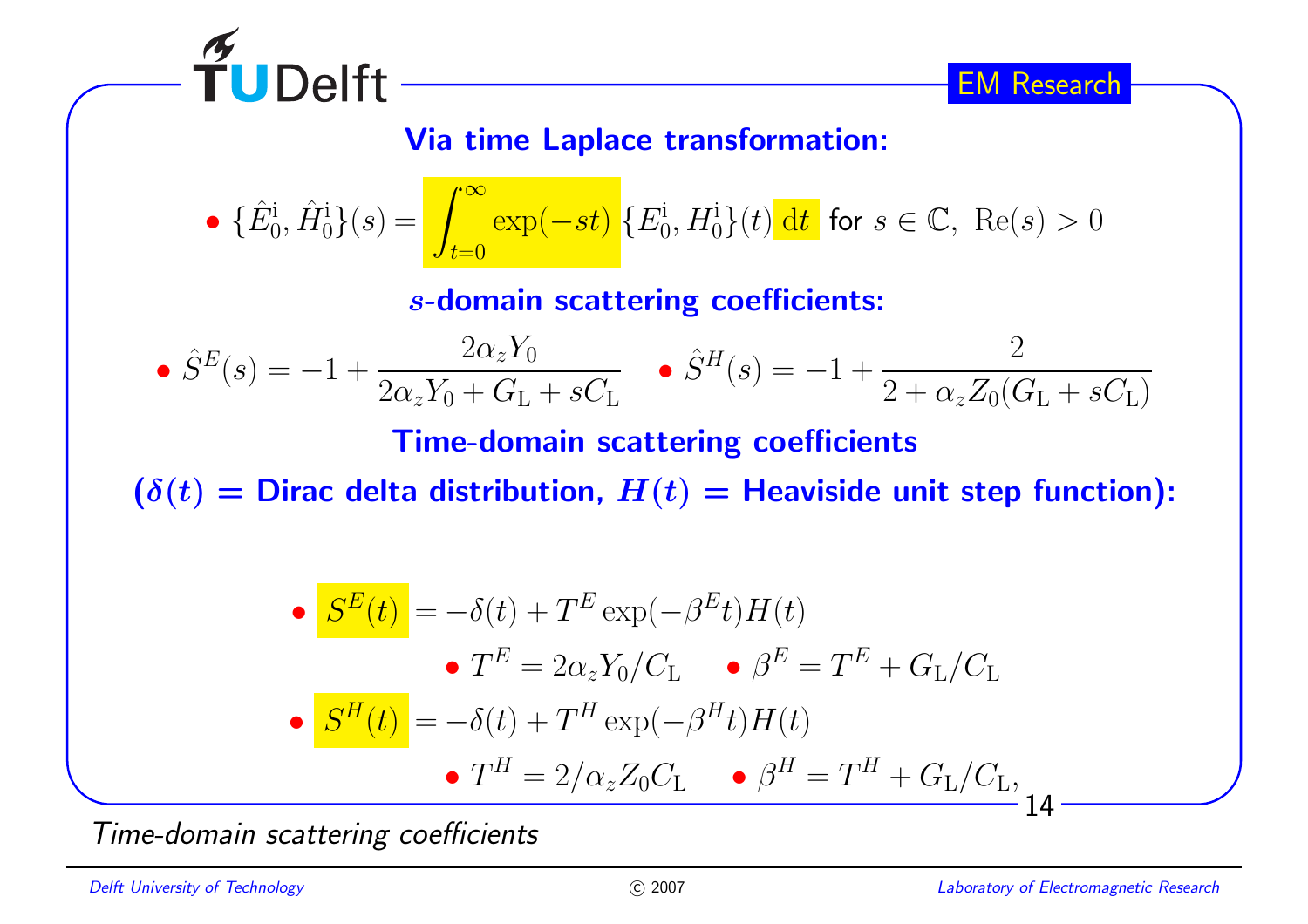### Via time Laplace transformation:

- $\{\hat{E}_0^{\mathrm{i}}, \hat{H}_0^{\mathrm{i}}\}(s) = \int_{t=0}^{\infty} \exp(-st) \, \{E_0^{\mathrm{i}}, H_0^{\mathrm{i}}\}(t) \, \mathrm{d}t$ for $s \in \mathbb{C}, \ \mathrm{Re}(s) > 0$

### $s$-domain scattering coefficients:

- $\hat{S}^E(s) = -1 + \dfrac{2\alpha_z Y_0}{2\alpha_z Y_0 + G_\mathrm{L} + sC_\mathrm{L}}$
- $\hat{S}^H(s) = -1 + \dfrac{2}{2 + \alpha_z Z_0 (G_\mathrm{L} + sC_\mathrm{L})}$

### Time-domain scattering coefficients

### ($\delta(t)$ = Dirac delta distribution, $H(t)$ = Heaviside unit step function):

- $S^E(t) = -\delta(t) + T^E \exp(-\beta^E t) H(t)$
  - $T^E = 2\alpha_z Y_0 / C_\mathrm{L}$
  - $\beta^E = T^E + G_\mathrm{L}/C_\mathrm{L}$
- $S^H(t) = -\delta(t) + T^H \exp(-\beta^H t) H(t)$
  - $T^H = 2/\alpha_z Z_0 C_\mathrm{L}$
  - $\beta^H = T^H + G_\mathrm{L}/C_\mathrm{L}$,

*Time-domain scattering coefficients*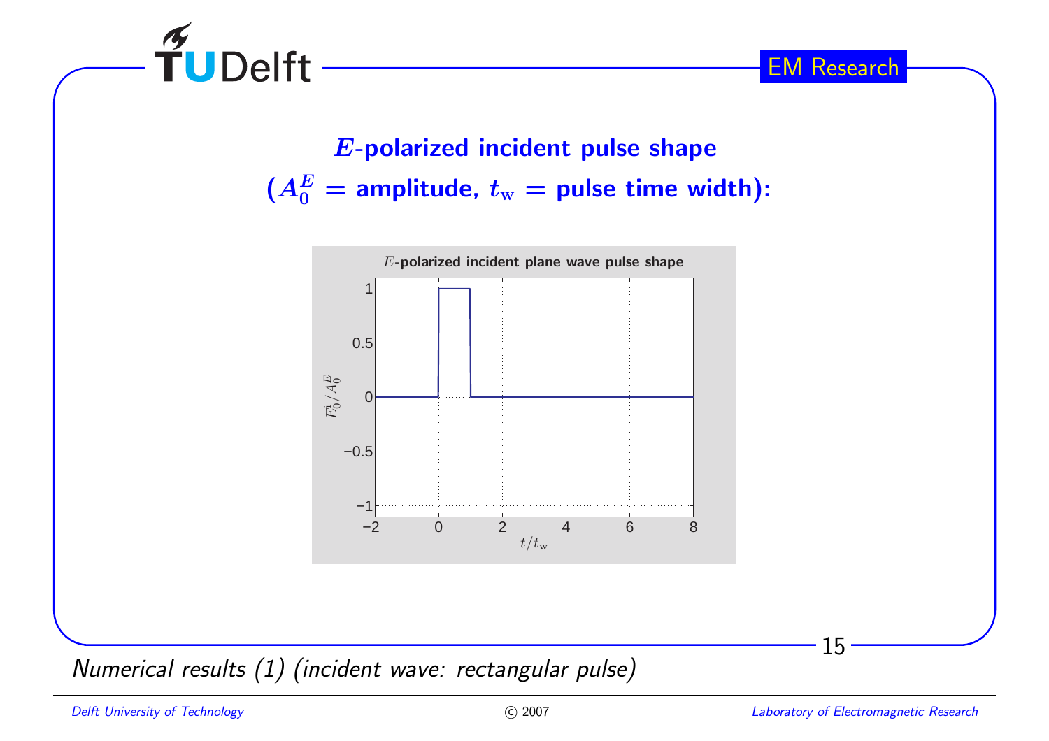## $E$-polarized incident pulse shape ($A_0^E$ = amplitude, $t_{\mathrm{w}}$ = pulse time width):

*Numerical results (1) (incident wave: rectangular pulse)*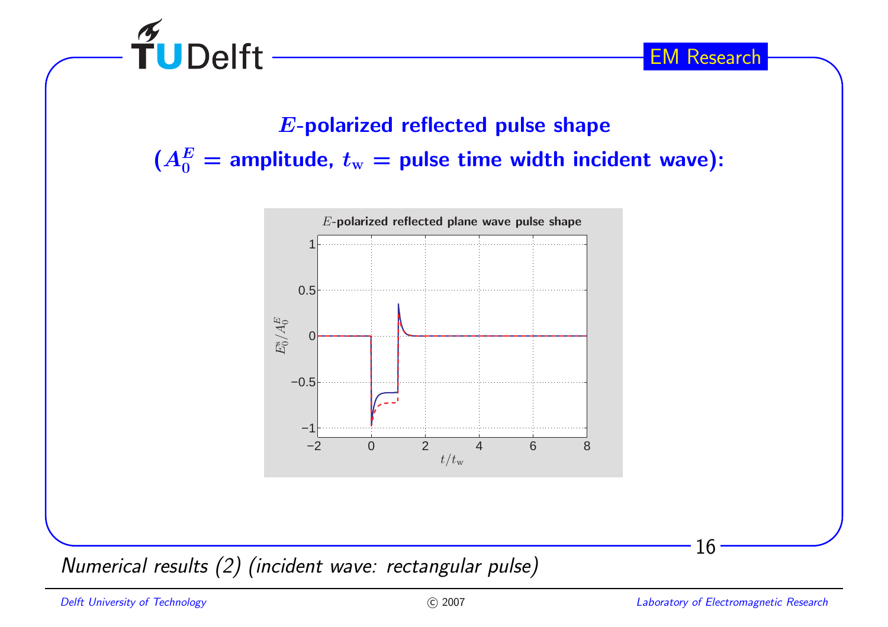## $E$-polarized reflected pulse shape

## ($A_0^E$ = amplitude, $t_\mathrm{w}$ = pulse time width incident wave):

*Numerical results (2) (incident wave: rectangular pulse)*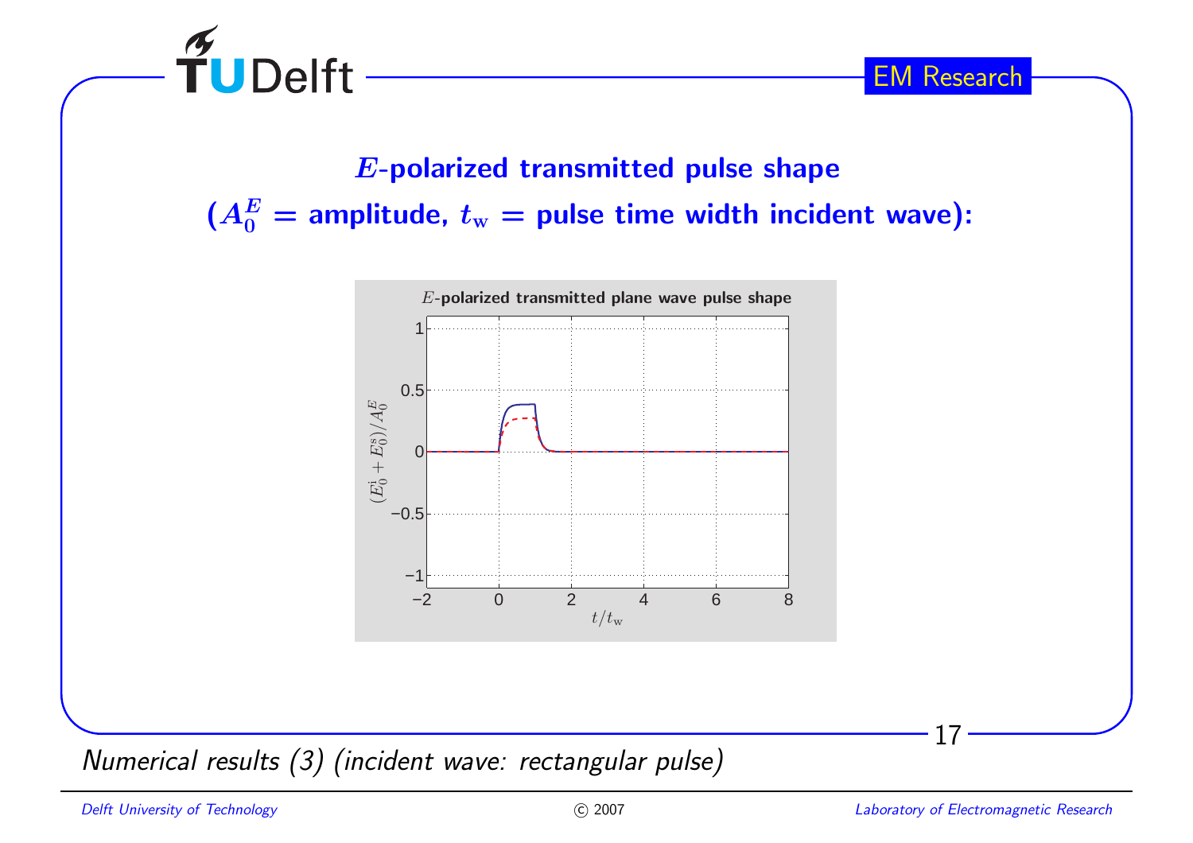## $E$-polarized transmitted pulse shape

**($A_0^E$ = amplitude, $t_{\mathrm{w}}$ = pulse time width incident wave):**

*Numerical results (3) (incident wave: rectangular pulse)*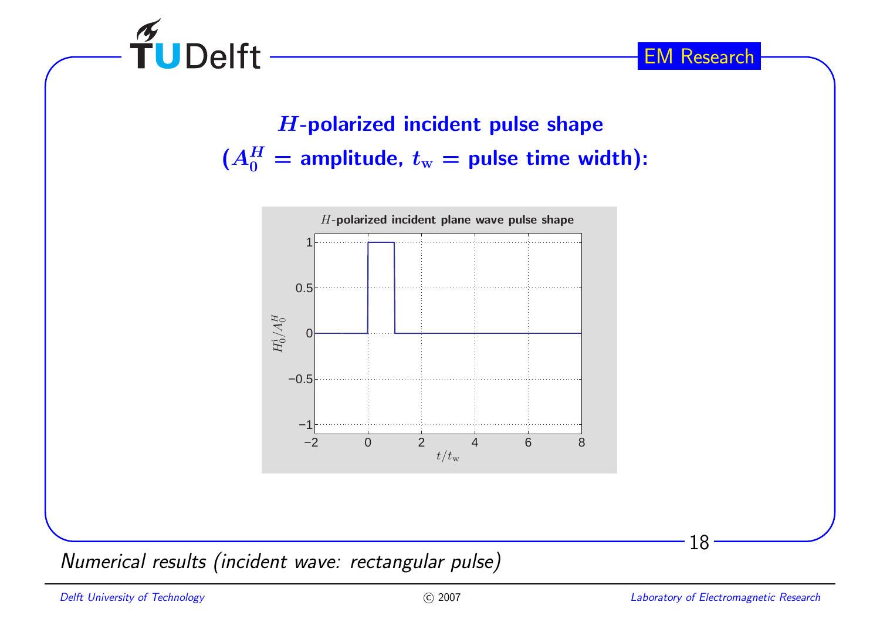## $H$-polarized incident pulse shape ($A_0^H$ = amplitude, $t_\mathrm{w}$ = pulse time width):

*Numerical results (incident wave: rectangular pulse)*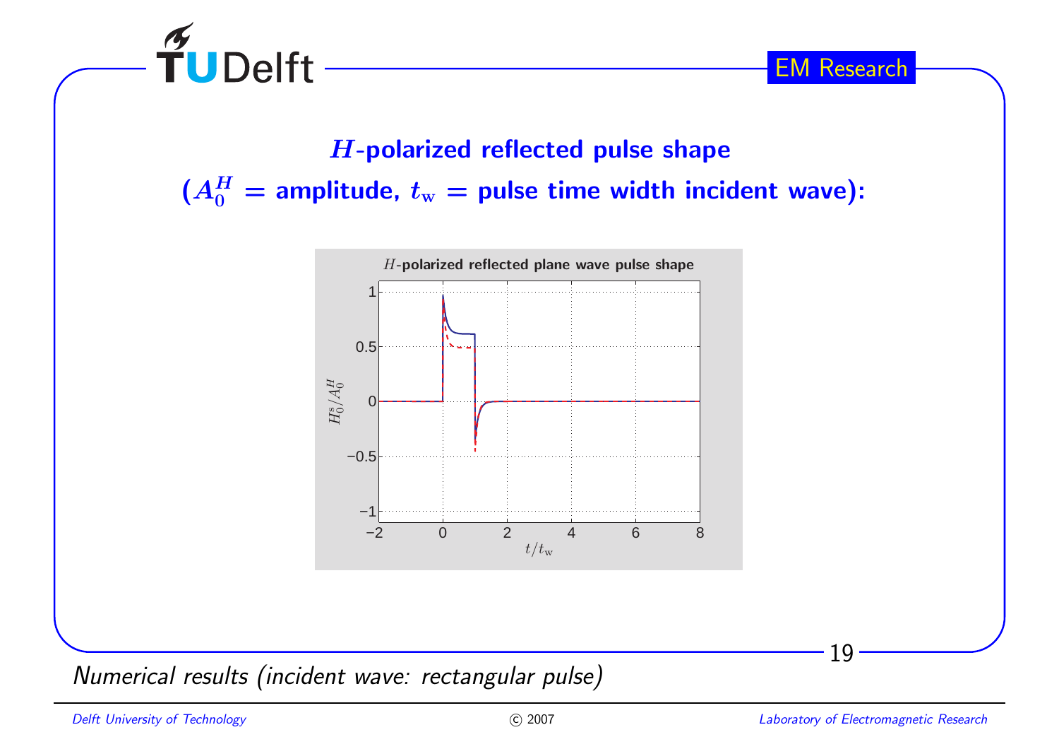## $H$-polarized reflected pulse shape

## ($A_0^H$ = amplitude, $t_\mathrm{w}$ = pulse time width incident wave):

*Numerical results (incident wave: rectangular pulse)*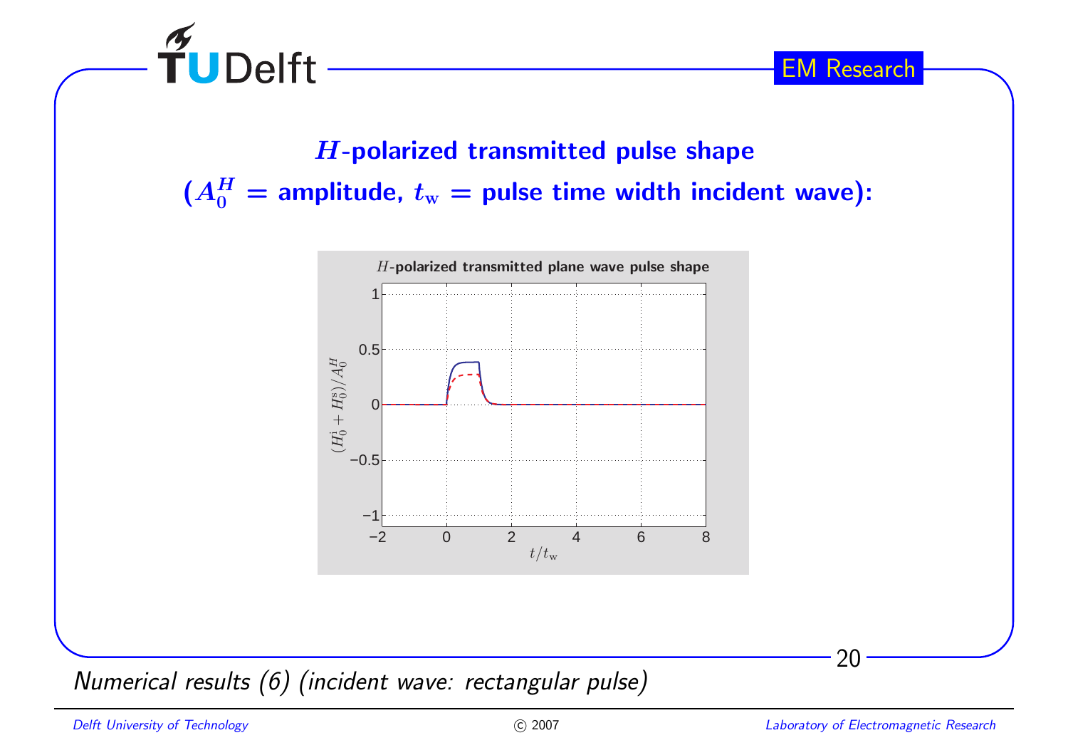## $H$-polarized transmitted pulse shape

## ($A_0^H$ = amplitude, $t_{\rm w}$ = pulse time width incident wave):

$H$-polarized transmitted plane wave pulse shape

$(H_0^{\rm i} + H_0^{\rm s})/A_0^H$

1

0.5

0

−0.5

−1

−2

0

2

4

6

8

$t/t_{\rm w}$

*Numerical results (6) (incident wave: rectangular pulse)*